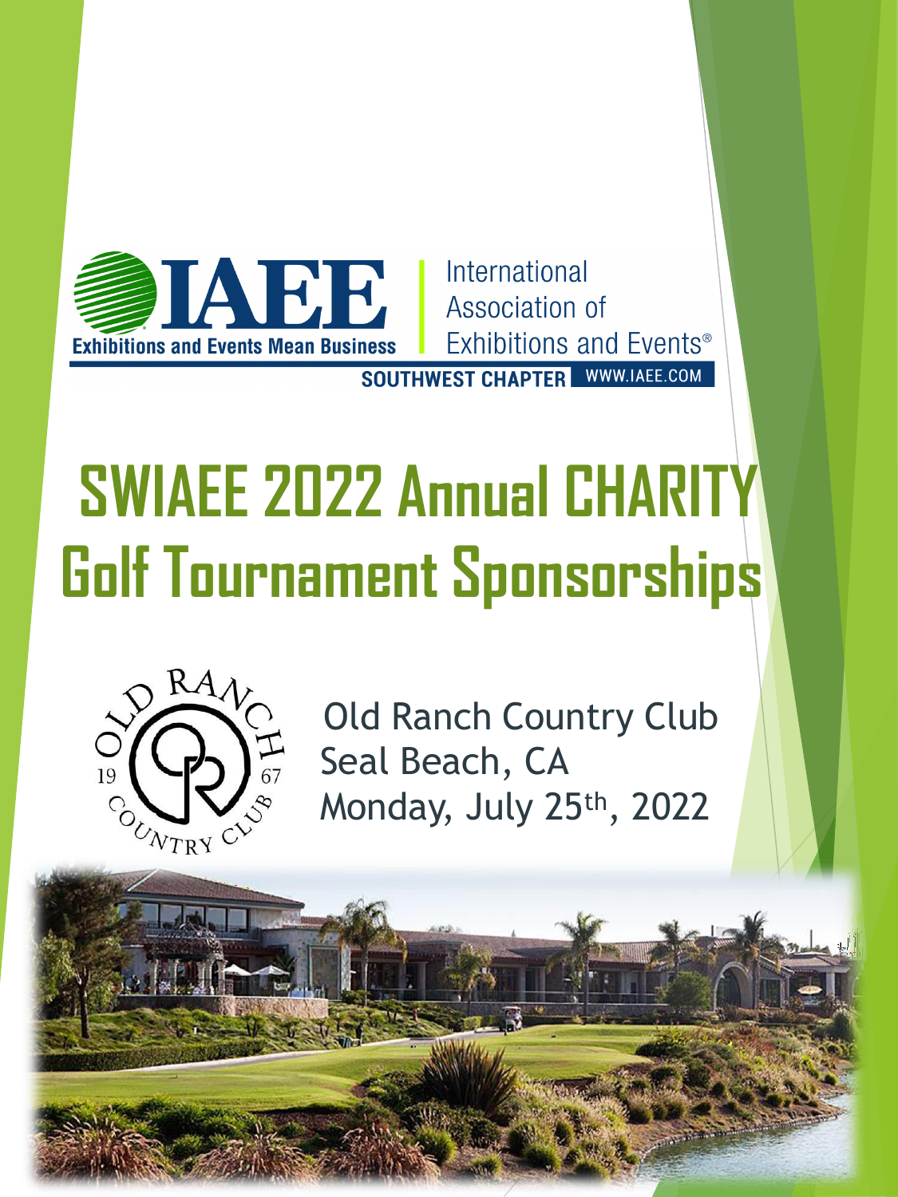IAEE

Exhibitions and Events Mean Business

International Association of Exhibitions and Events®

SOUTHWEST CHAPTER WWW.IAEE.COM

# SWIAEE 2022 Annual CHARITY Golf Tournament Sponsorships

Old Ranch Country Club
Seal Beach, CA
Monday, July 25th, 2022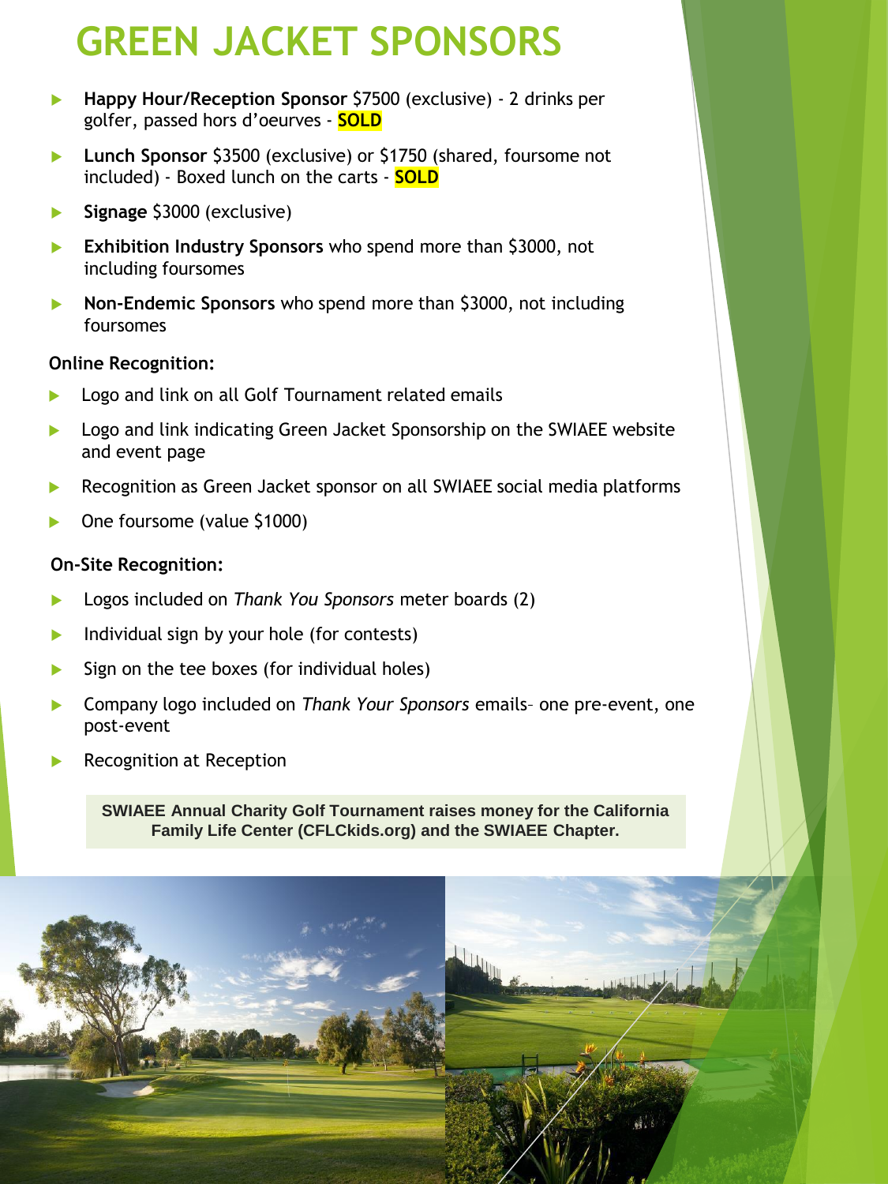# GREEN JACKET SPONSORS

- **Happy Hour/Reception Sponsor** $7500 (exclusive) - 2 drinks per golfer, passed hors d'oeurves - **SOLD**
- **Lunch Sponsor** $3500 (exclusive) or $1750 (shared, foursome not included) - Boxed lunch on the carts - **SOLD**
- **Signage** $3000 (exclusive)
- **Exhibition Industry Sponsors** who spend more than $3000, not including foursomes
- **Non-Endemic Sponsors** who spend more than $3000, not including foursomes

**Online Recognition:**

- Logo and link on all Golf Tournament related emails
- Logo and link indicating Green Jacket Sponsorship on the SWIAEE website and event page
- Recognition as Green Jacket sponsor on all SWIAEE social media platforms
- One foursome (value $1000)

**On-Site Recognition:**

- Logos included on *Thank You Sponsors* meter boards (2)
- Individual sign by your hole (for contests)
- Sign on the tee boxes (for individual holes)
- Company logo included on *Thank Your Sponsors* emails– one pre-event, one post-event
- Recognition at Reception

**SWIAEE Annual Charity Golf Tournament raises money for the California Family Life Center (CFLCkids.org) and the SWIAEE Chapter.**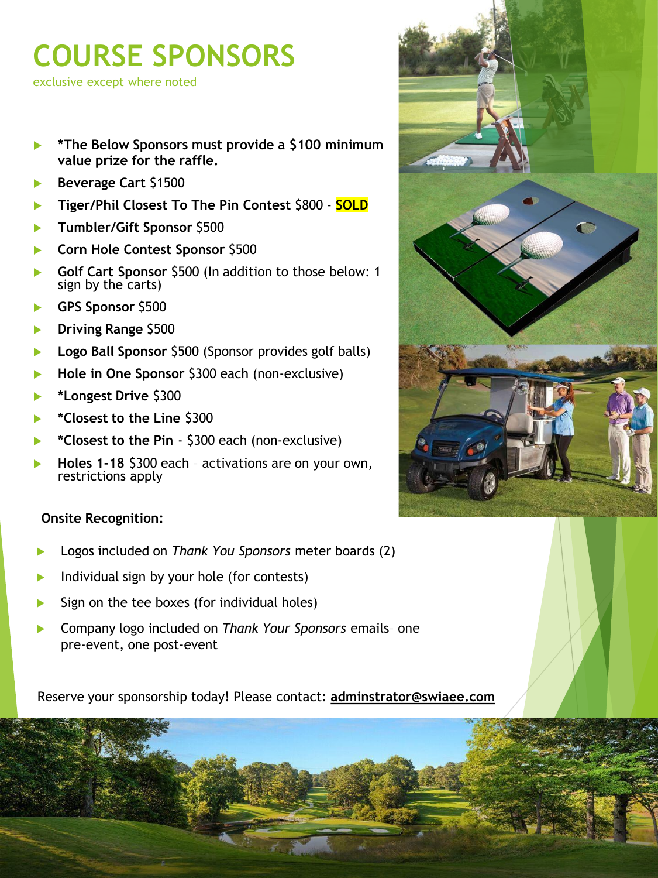# COURSE SPONSORS

exclusive except where noted

- **\*The Below Sponsors must provide a $100 minimum value prize for the raffle.**
- **Beverage Cart** $1500
- **Tiger/Phil Closest To The Pin Contest** $800 - **SOLD**
- **Tumbler/Gift Sponsor** $500
- **Corn Hole Contest Sponsor** $500
- **Golf Cart Sponsor** $500 (In addition to those below: 1 sign by the carts)
- **GPS Sponsor** $500
- **Driving Range** $500
- **Logo Ball Sponsor** $500 (Sponsor provides golf balls)
- **Hole in One Sponsor** $300 each (non-exclusive)
- **\*Longest Drive** $300
- **\*Closest to the Line** $300
- **\*Closest to the Pin** - $300 each (non-exclusive)
- **Holes 1-18** $300 each – activations are on your own, restrictions apply

**Onsite Recognition:**

- Logos included on *Thank You Sponsors* meter boards (2)
- Individual sign by your hole (for contests)
- Sign on the tee boxes (for individual holes)
- Company logo included on *Thank Your Sponsors* emails– one pre-event, one post-event

Reserve your sponsorship today! Please contact: **adminstrator@swiaee.com**